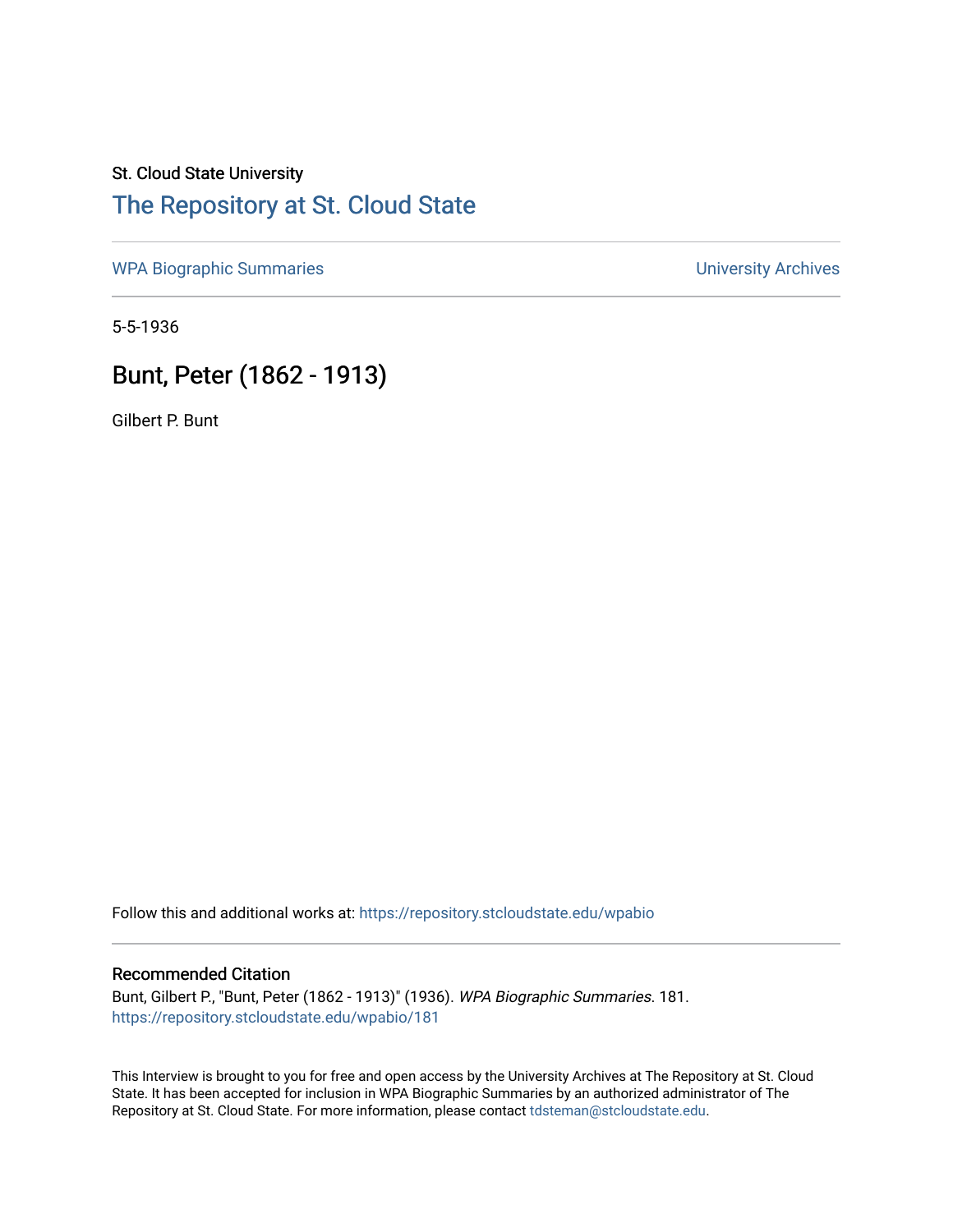St. Cloud State University

# The Repository at St. Cloud State

WPA Biographic Summaries | University Archives

5-5-1936

## Bunt, Peter (1862 - 1913)

Gilbert P. Bunt

Follow this and additional works at: https://repository.stcloudstate.edu/wpabio

### Recommended Citation

Bunt, Gilbert P., "Bunt, Peter (1862 - 1913)" (1936). *WPA Biographic Summaries*. 181.
https://repository.stcloudstate.edu/wpabio/181

This Interview is brought to you for free and open access by the University Archives at The Repository at St. Cloud State. It has been accepted for inclusion in WPA Biographic Summaries by an authorized administrator of The Repository at St. Cloud State. For more information, please contact tdsteman@stcloudstate.edu.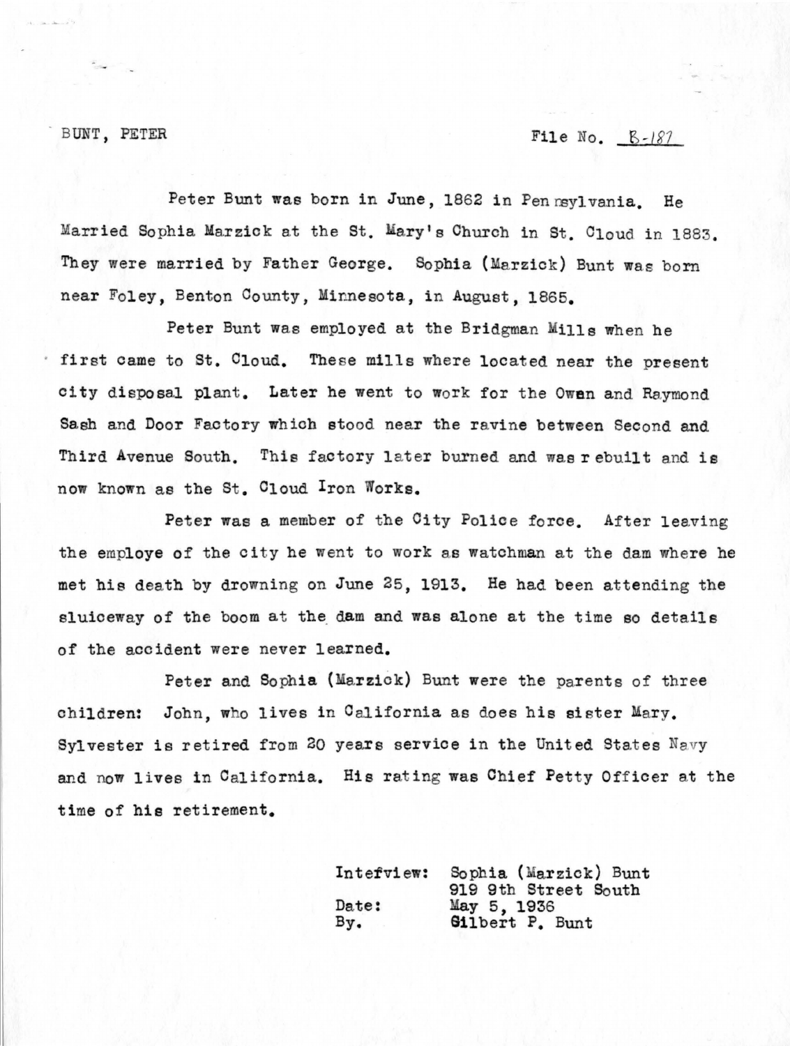BUNT, PETER File No. B-187

Peter Bunt was born in June, 1862 in Pennsylvania. He Married Sophia Marzick at the St. Mary's Church in St. Cloud in 1883. They were married by Father George. Sophia (Marzick) Bunt was born near Foley, Benton County, Minnesota, in August, 1865.

Peter Bunt was employed at the Bridgman Mills when he first came to St. Cloud. These mills where located near the present city disposal plant. Later he went to work for the Owen and Raymond Sash and Door Factory which stood near the ravine between Second and Third Avenue South. This factory later burned and was r ebuilt and is now known as the St. Cloud Iron Works.

Peter was a member of the City Police force. After leaving the employe of the city he went to work as watchman at the dam where he met his death by drowning on June 25, 1913. He had been attending the sluiceway of the boom at the dam and was alone at the time so details of the accident were never learned.

Peter and Sophia (Marzick) Bunt were the parents of three children: John, who lives in California as does his sister Mary. Sylvester is retired from 20 years service in the United States Navy and now lives in California. His rating was Chief Petty Officer at the time of his retirement.

Intefview: Sophia (Marzick) Bunt
919 9th Street South
Date: May 5, 1936
By. Gilbert P. Bunt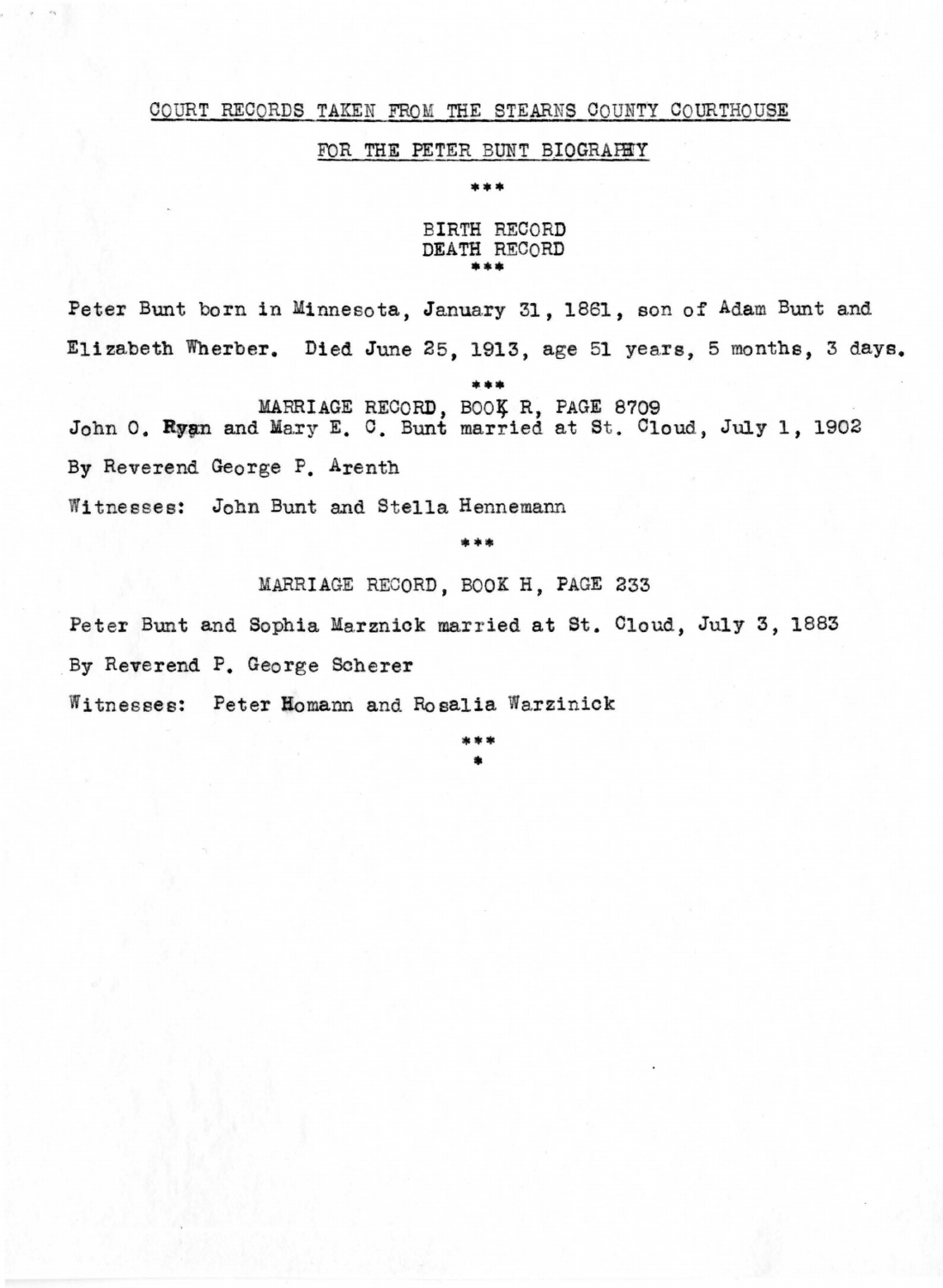COURT RECORDS TAKEN FROM THE STEARNS COUNTY COURTHOUSE

FOR THE PETER BUNT BIOGRAPHY

***

BIRTH RECORD
DEATH RECORD

***

Peter Bunt born in Minnesota, January 31, 1861, son of Adam Bunt and Elizabeth Wherber. Died June 25, 1913, age 51 years, 5 months, 3 days.

***

MARRIAGE RECORD, BOOK R, PAGE 8709

John O. Ryan and Mary E. C. Bunt married at St. Cloud, July 1, 1902

By Reverend George P. Arenth

Witnesses: John Bunt and Stella Hennemann

***

MARRIAGE RECORD, BOOK H, PAGE 233

Peter Bunt and Sophia Marznick married at St. Cloud, July 3, 1883

By Reverend P. George Scherer

Witnesses: Peter Homann and Rosalia Warzinick

***

*